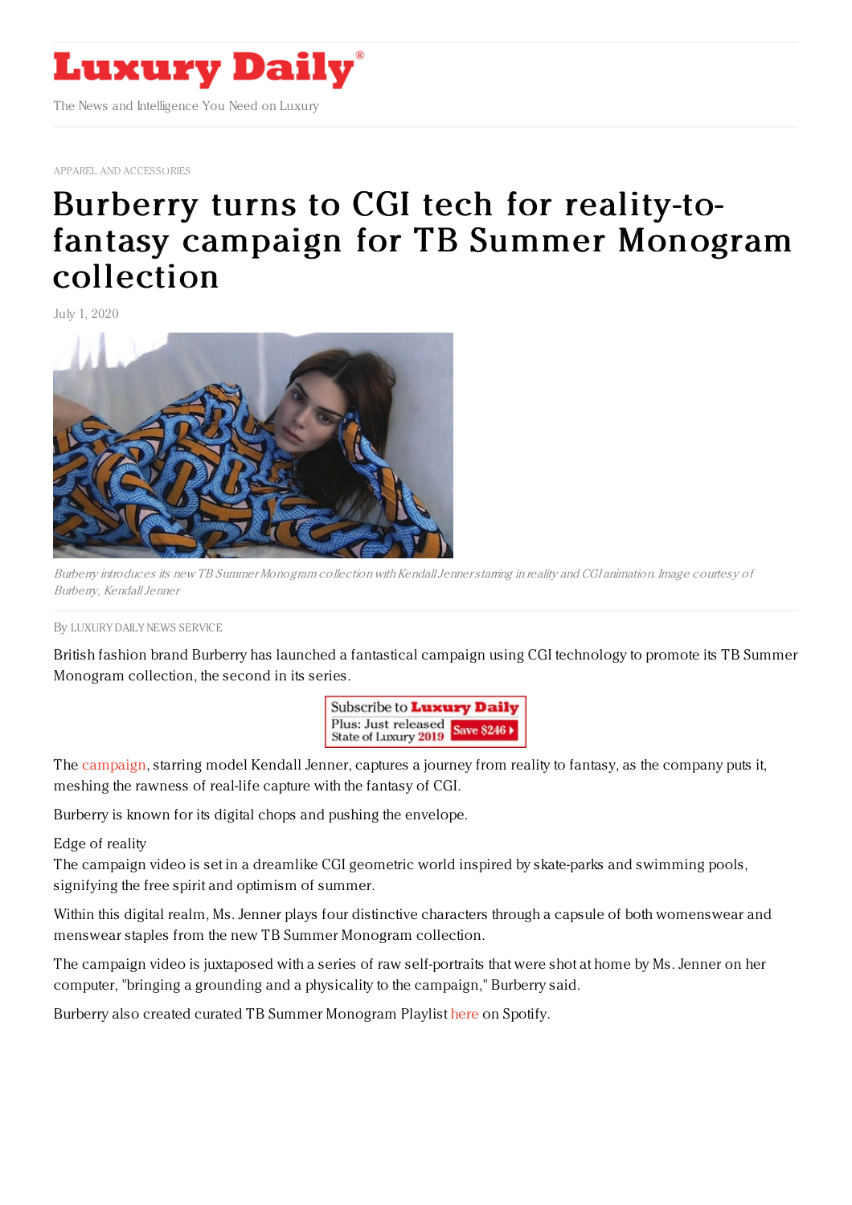APPAREL AND ACCESSORIES

# Burberry turns to CGI tech for reality-to-fantasy campaign for TB Summer Monogram collection

July 1, 2020

*Burberry introduces its new TB Summer Monogram collection with Kendall Jenner starring in reality and CGI animation. Image courtesy of Burberry, Kendall Jenner*

By LUXURY DAILY NEWS SERVICE

British fashion brand Burberry has launched a fantastical campaign using CGI technology to promote its TB Summer Monogram collection, the second in its series.

The campaign, starring model Kendall Jenner, captures a journey from reality to fantasy, as the company puts it, meshing the rawness of real-life capture with the fantasy of CGI.

Burberry is known for its digital chops and pushing the envelope.

Edge of reality

The campaign video is set in a dreamlike CGI geometric world inspired by skate-parks and swimming pools, signifying the free spirit and optimism of summer.

Within this digital realm, Ms. Jenner plays four distinctive characters through a capsule of both womenswear and menswear staples from the new TB Summer Monogram collection.

The campaign video is juxtaposed with a series of raw self-portraits that were shot at home by Ms. Jenner on her computer, "bringing a grounding and a physicality to the campaign," Burberry said.

Burberry also created curated TB Summer Monogram Playlist here on Spotify.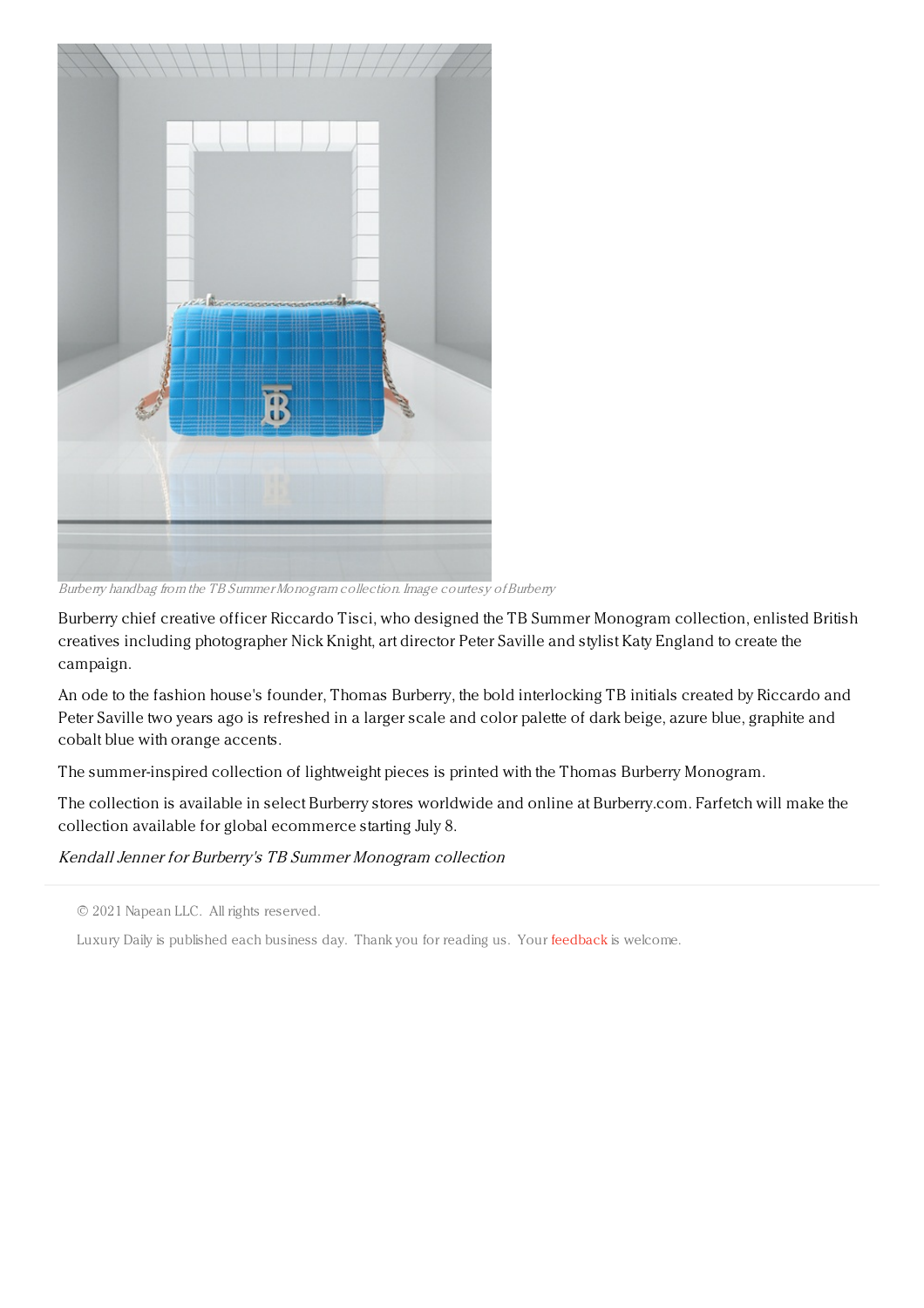*Burberry handbag from the TB Summer Monogram collection. Image courtesy of Burberry*

Burberry chief creative officer Riccardo Tisci, who designed the TB Summer Monogram collection, enlisted British creatives including photographer Nick Knight, art director Peter Saville and stylist Katy England to create the campaign.

An ode to the fashion house's founder, Thomas Burberry, the bold interlocking TB initials created by Riccardo and Peter Saville two years ago is refreshed in a larger scale and color palette of dark beige, azure blue, graphite and cobalt blue with orange accents.

The summer-inspired collection of lightweight pieces is printed with the Thomas Burberry Monogram.

The collection is available in select Burberry stores worldwide and online at Burberry.com. Farfetch will make the collection available for global ecommerce starting July 8.

*Kendall Jenner for Burberry's TB Summer Monogram collection*

---

© 2021 Napean LLC. All rights reserved.

Luxury Daily is published each business day. Thank you for reading us. Your feedback is welcome.